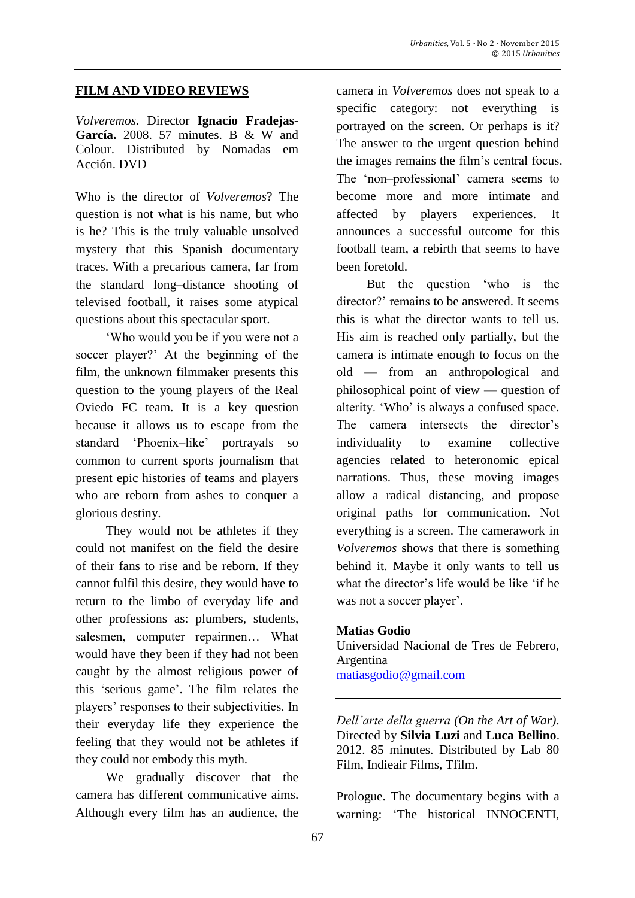## FILM AND VIDEO REVIEWS

*Volveremos.* Director **Ignacio Fradejas-García.** 2008. 57 minutes. B & W and Colour. Distributed by Nomadas em Acción. DVD

Who is the director of *Volveremos*? The question is not what is his name, but who is he? This is the truly valuable unsolved mystery that this Spanish documentary traces. With a precarious camera, far from the standard long–distance shooting of televised football, it raises some atypical questions about this spectacular sport.

'Who would you be if you were not a soccer player?' At the beginning of the film, the unknown filmmaker presents this question to the young players of the Real Oviedo FC team. It is a key question because it allows us to escape from the standard 'Phoenix–like' portrayals so common to current sports journalism that present epic histories of teams and players who are reborn from ashes to conquer a glorious destiny.

They would not be athletes if they could not manifest on the field the desire of their fans to rise and be reborn. If they cannot fulfil this desire, they would have to return to the limbo of everyday life and other professions as: plumbers, students, salesmen, computer repairmen… What would have they been if they had not been caught by the almost religious power of this 'serious game'. The film relates the players' responses to their subjectivities. In their everyday life they experience the feeling that they would not be athletes if they could not embody this myth.

We gradually discover that the camera has different communicative aims. Although every film has an audience, the camera in *Volveremos* does not speak to a specific category: not everything is portrayed on the screen. Or perhaps is it? The answer to the urgent question behind the images remains the film's central focus. The 'non–professional' camera seems to become more and more intimate and affected by players experiences. It announces a successful outcome for this football team, a rebirth that seems to have been foretold.

But the question 'who is the director?' remains to be answered. It seems this is what the director wants to tell us. His aim is reached only partially, but the camera is intimate enough to focus on the old — from an anthropological and philosophical point of view — question of alterity. 'Who' is always a confused space. The camera intersects the director's individuality to examine collective agencies related to heteronomic epical narrations. Thus, these moving images allow a radical distancing, and propose original paths for communication. Not everything is a screen. The camerawork in *Volveremos* shows that there is something behind it. Maybe it only wants to tell us what the director's life would be like 'if he was not a soccer player'.

**Matias Godio**
Universidad Nacional de Tres de Febrero, Argentina
matiasgodio@gmail.com

---

*Dell'arte della guerra (On the Art of War)*. Directed by **Silvia Luzi** and **Luca Bellino**. 2012. 85 minutes. Distributed by Lab 80 Film, Indieair Films, Tfilm.

Prologue. The documentary begins with a warning: 'The historical INNOCENTI,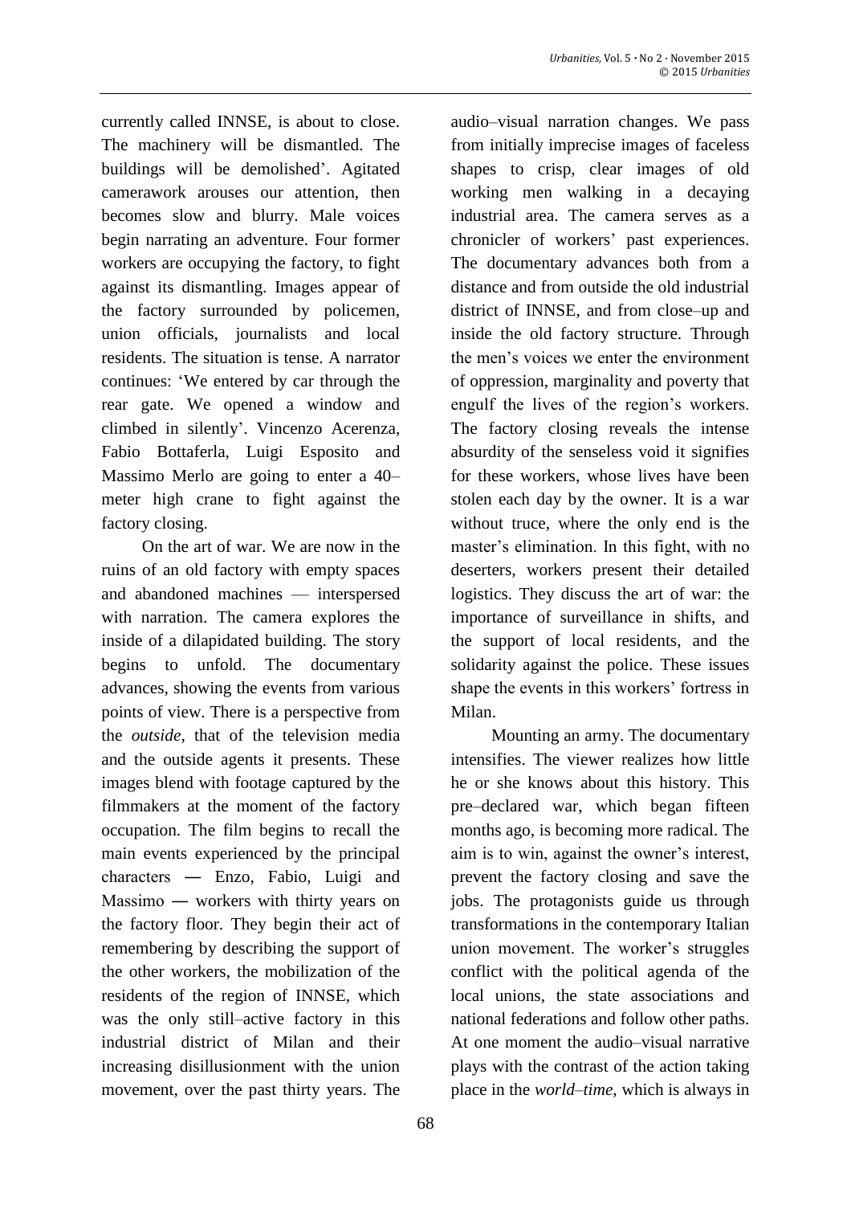currently called INNSE, is about to close. The machinery will be dismantled. The buildings will be demolished'. Agitated camerawork arouses our attention, then becomes slow and blurry. Male voices begin narrating an adventure. Four former workers are occupying the factory, to fight against its dismantling. Images appear of the factory surrounded by policemen, union officials, journalists and local residents. The situation is tense. A narrator continues: 'We entered by car through the rear gate. We opened a window and climbed in silently'. Vincenzo Acerenza, Fabio Bottaferla, Luigi Esposito and Massimo Merlo are going to enter a 40–meter high crane to fight against the factory closing.

On the art of war. We are now in the ruins of an old factory with empty spaces and abandoned machines — interspersed with narration. The camera explores the inside of a dilapidated building. The story begins to unfold. The documentary advances, showing the events from various points of view. There is a perspective from the *outside*, that of the television media and the outside agents it presents. These images blend with footage captured by the filmmakers at the moment of the factory occupation. The film begins to recall the main events experienced by the principal characters ― Enzo, Fabio, Luigi and Massimo ― workers with thirty years on the factory floor. They begin their act of remembering by describing the support of the other workers, the mobilization of the residents of the region of INNSE, which was the only still–active factory in this industrial district of Milan and their increasing disillusionment with the union movement, over the past thirty years. The audio–visual narration changes. We pass from initially imprecise images of faceless shapes to crisp, clear images of old working men walking in a decaying industrial area. The camera serves as a chronicler of workers' past experiences. The documentary advances both from a distance and from outside the old industrial district of INNSE, and from close–up and inside the old factory structure. Through the men's voices we enter the environment of oppression, marginality and poverty that engulf the lives of the region's workers. The factory closing reveals the intense absurdity of the senseless void it signifies for these workers, whose lives have been stolen each day by the owner. It is a war without truce, where the only end is the master's elimination. In this fight, with no deserters, workers present their detailed logistics. They discuss the art of war: the importance of surveillance in shifts, and the support of local residents, and the solidarity against the police. These issues shape the events in this workers' fortress in Milan.

Mounting an army. The documentary intensifies. The viewer realizes how little he or she knows about this history. This pre–declared war, which began fifteen months ago, is becoming more radical. The aim is to win, against the owner's interest, prevent the factory closing and save the jobs. The protagonists guide us through transformations in the contemporary Italian union movement. The worker's struggles conflict with the political agenda of the local unions, the state associations and national federations and follow other paths. At one moment the audio–visual narrative plays with the contrast of the action taking place in the *world–time*, which is always in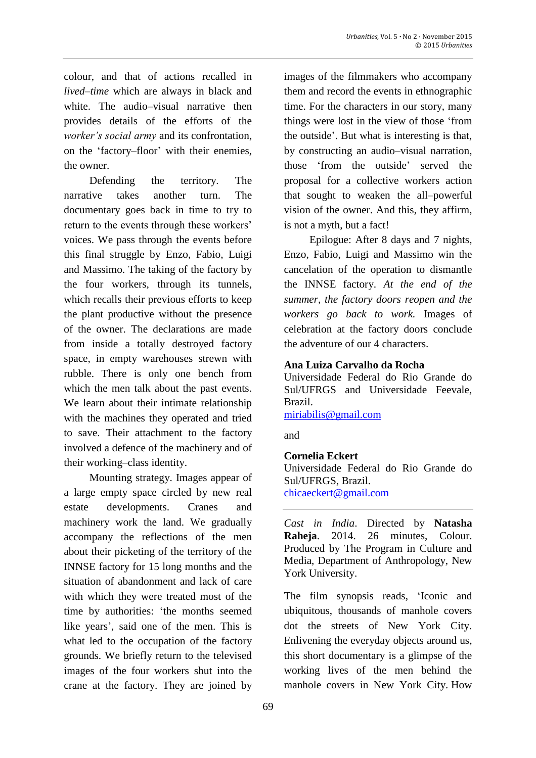colour, and that of actions recalled in *lived–time* which are always in black and white. The audio–visual narrative then provides details of the efforts of the *worker's social army* and its confrontation, on the 'factory–floor' with their enemies, the owner.

Defending the territory. The narrative takes another turn. The documentary goes back in time to try to return to the events through these workers' voices. We pass through the events before this final struggle by Enzo, Fabio, Luigi and Massimo. The taking of the factory by the four workers, through its tunnels, which recalls their previous efforts to keep the plant productive without the presence of the owner. The declarations are made from inside a totally destroyed factory space, in empty warehouses strewn with rubble. There is only one bench from which the men talk about the past events. We learn about their intimate relationship with the machines they operated and tried to save. Their attachment to the factory involved a defence of the machinery and of their working–class identity.

Mounting strategy. Images appear of a large empty space circled by new real estate developments. Cranes and machinery work the land. We gradually accompany the reflections of the men about their picketing of the territory of the INNSE factory for 15 long months and the situation of abandonment and lack of care with which they were treated most of the time by authorities: 'the months seemed like years', said one of the men. This is what led to the occupation of the factory grounds. We briefly return to the televised images of the four workers shut into the crane at the factory. They are joined by images of the filmmakers who accompany them and record the events in ethnographic time. For the characters in our story, many things were lost in the view of those 'from the outside'. But what is interesting is that, by constructing an audio–visual narration, those 'from the outside' served the proposal for a collective workers action that sought to weaken the all–powerful vision of the owner. And this, they affirm, is not a myth, but a fact!

Epilogue: After 8 days and 7 nights, Enzo, Fabio, Luigi and Massimo win the cancelation of the operation to dismantle the INNSE factory. *At the end of the summer, the factory doors reopen and the workers go back to work.* Images of celebration at the factory doors conclude the adventure of our 4 characters.

**Ana Luiza Carvalho da Rocha**
Universidade Federal do Rio Grande do Sul/UFRGS and Universidade Feevale, Brazil.
miriabilis@gmail.com

and

**Cornelia Eckert**
Universidade Federal do Rio Grande do Sul/UFRGS, Brazil.
chicaeckert@gmail.com

---

*Cast in India*. Directed by **Natasha Raheja**. 2014. 26 minutes, Colour. Produced by The Program in Culture and Media, Department of Anthropology, New York University.

The film synopsis reads, 'Iconic and ubiquitous, thousands of manhole covers dot the streets of New York City. Enlivening the everyday objects around us, this short documentary is a glimpse of the working lives of the men behind the manhole covers in New York City. How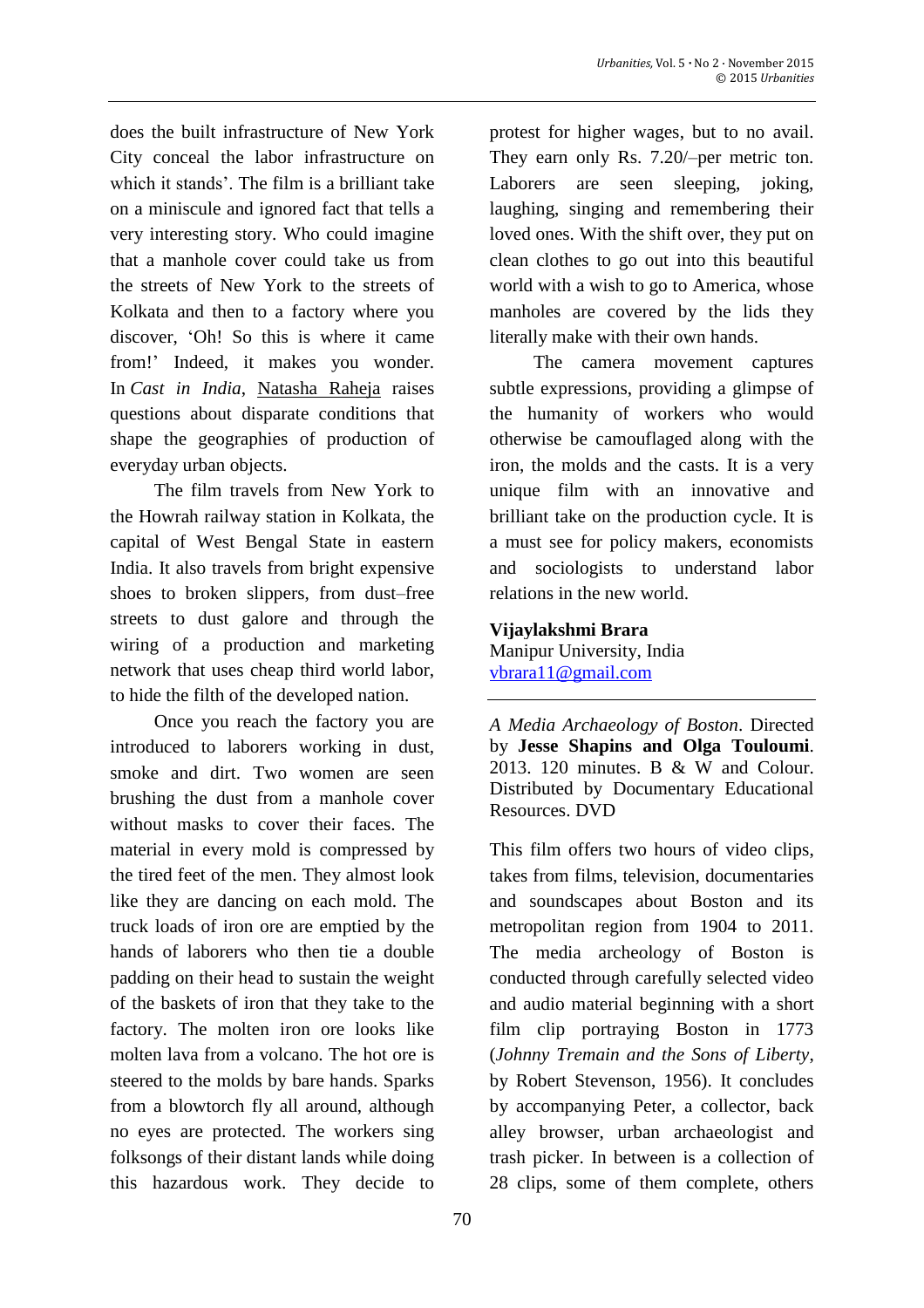does the built infrastructure of New York City conceal the labor infrastructure on which it stands'. The film is a brilliant take on a miniscule and ignored fact that tells a very interesting story. Who could imagine that a manhole cover could take us from the streets of New York to the streets of Kolkata and then to a factory where you discover, 'Oh! So this is where it came from!' Indeed, it makes you wonder. In *Cast in India*, Natasha Raheja raises questions about disparate conditions that shape the geographies of production of everyday urban objects.

The film travels from New York to the Howrah railway station in Kolkata, the capital of West Bengal State in eastern India. It also travels from bright expensive shoes to broken slippers, from dust–free streets to dust galore and through the wiring of a production and marketing network that uses cheap third world labor, to hide the filth of the developed nation.

Once you reach the factory you are introduced to laborers working in dust, smoke and dirt. Two women are seen brushing the dust from a manhole cover without masks to cover their faces. The material in every mold is compressed by the tired feet of the men. They almost look like they are dancing on each mold. The truck loads of iron ore are emptied by the hands of laborers who then tie a double padding on their head to sustain the weight of the baskets of iron that they take to the factory. The molten iron ore looks like molten lava from a volcano. The hot ore is steered to the molds by bare hands. Sparks from a blowtorch fly all around, although no eyes are protected. The workers sing folksongs of their distant lands while doing this hazardous work. They decide to protest for higher wages, but to no avail. They earn only Rs. 7.20/–per metric ton. Laborers are seen sleeping, joking, laughing, singing and remembering their loved ones. With the shift over, they put on clean clothes to go out into this beautiful world with a wish to go to America, whose manholes are covered by the lids they literally make with their own hands.

The camera movement captures subtle expressions, providing a glimpse of the humanity of workers who would otherwise be camouflaged along with the iron, the molds and the casts. It is a very unique film with an innovative and brilliant take on the production cycle. It is a must see for policy makers, economists and sociologists to understand labor relations in the new world.

**Vijaylakshmi Brara**
Manipur University, India
vbrara11@gmail.com

---

*A Media Archaeology of Boston*. Directed by **Jesse Shapins and Olga Touloumi**. 2013. 120 minutes. B & W and Colour. Distributed by Documentary Educational Resources. DVD

This film offers two hours of video clips, takes from films, television, documentaries and soundscapes about Boston and its metropolitan region from 1904 to 2011. The media archeology of Boston is conducted through carefully selected video and audio material beginning with a short film clip portraying Boston in 1773 (*Johnny Tremain and the Sons of Liberty*, by Robert Stevenson, 1956). It concludes by accompanying Peter, a collector, back alley browser, urban archaeologist and trash picker. In between is a collection of 28 clips, some of them complete, others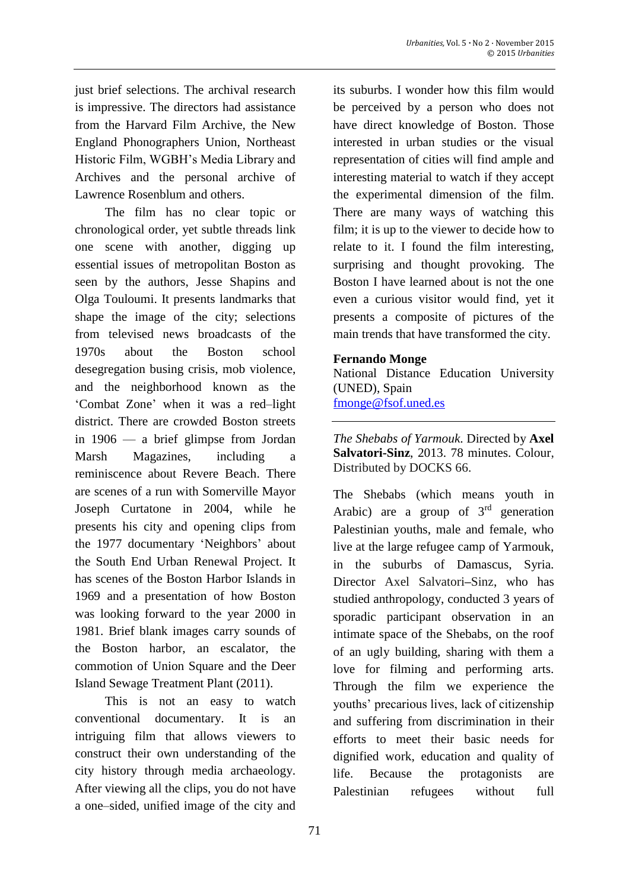just brief selections. The archival research is impressive. The directors had assistance from the Harvard Film Archive, the New England Phonographers Union, Northeast Historic Film, WGBH's Media Library and Archives and the personal archive of Lawrence Rosenblum and others.

The film has no clear topic or chronological order, yet subtle threads link one scene with another, digging up essential issues of metropolitan Boston as seen by the authors, Jesse Shapins and Olga Touloumi. It presents landmarks that shape the image of the city; selections from televised news broadcasts of the 1970s about the Boston school desegregation busing crisis, mob violence, and the neighborhood known as the 'Combat Zone' when it was a red–light district. There are crowded Boston streets in 1906 — a brief glimpse from Jordan Marsh Magazines, including a reminiscence about Revere Beach. There are scenes of a run with Somerville Mayor Joseph Curtatone in 2004, while he presents his city and opening clips from the 1977 documentary 'Neighbors' about the South End Urban Renewal Project. It has scenes of the Boston Harbor Islands in 1969 and a presentation of how Boston was looking forward to the year 2000 in 1981. Brief blank images carry sounds of the Boston harbor, an escalator, the commotion of Union Square and the Deer Island Sewage Treatment Plant (2011).

This is not an easy to watch conventional documentary. It is an intriguing film that allows viewers to construct their own understanding of the city history through media archaeology. After viewing all the clips, you do not have a one–sided, unified image of the city and its suburbs. I wonder how this film would be perceived by a person who does not have direct knowledge of Boston. Those interested in urban studies or the visual representation of cities will find ample and interesting material to watch if they accept the experimental dimension of the film. There are many ways of watching this film; it is up to the viewer to decide how to relate to it. I found the film interesting, surprising and thought provoking. The Boston I have learned about is not the one even a curious visitor would find, yet it presents a composite of pictures of the main trends that have transformed the city.

**Fernando Monge**
National Distance Education University (UNED), Spain
fmonge@fsof.uned.es

---

*The Shebabs of Yarmouk*. Directed by **Axel Salvatori-Sinz**, 2013. 78 minutes. Colour, Distributed by DOCKS 66.

The Shebabs (which means youth in Arabic) are a group of 3rd generation Palestinian youths, male and female, who live at the large refugee camp of Yarmouk, in the suburbs of Damascus, Syria. Director Axel Salvatori–Sinz, who has studied anthropology, conducted 3 years of sporadic participant observation in an intimate space of the Shebabs, on the roof of an ugly building, sharing with them a love for filming and performing arts. Through the film we experience the youths' precarious lives, lack of citizenship and suffering from discrimination in their efforts to meet their basic needs for dignified work, education and quality of life. Because the protagonists are Palestinian refugees without full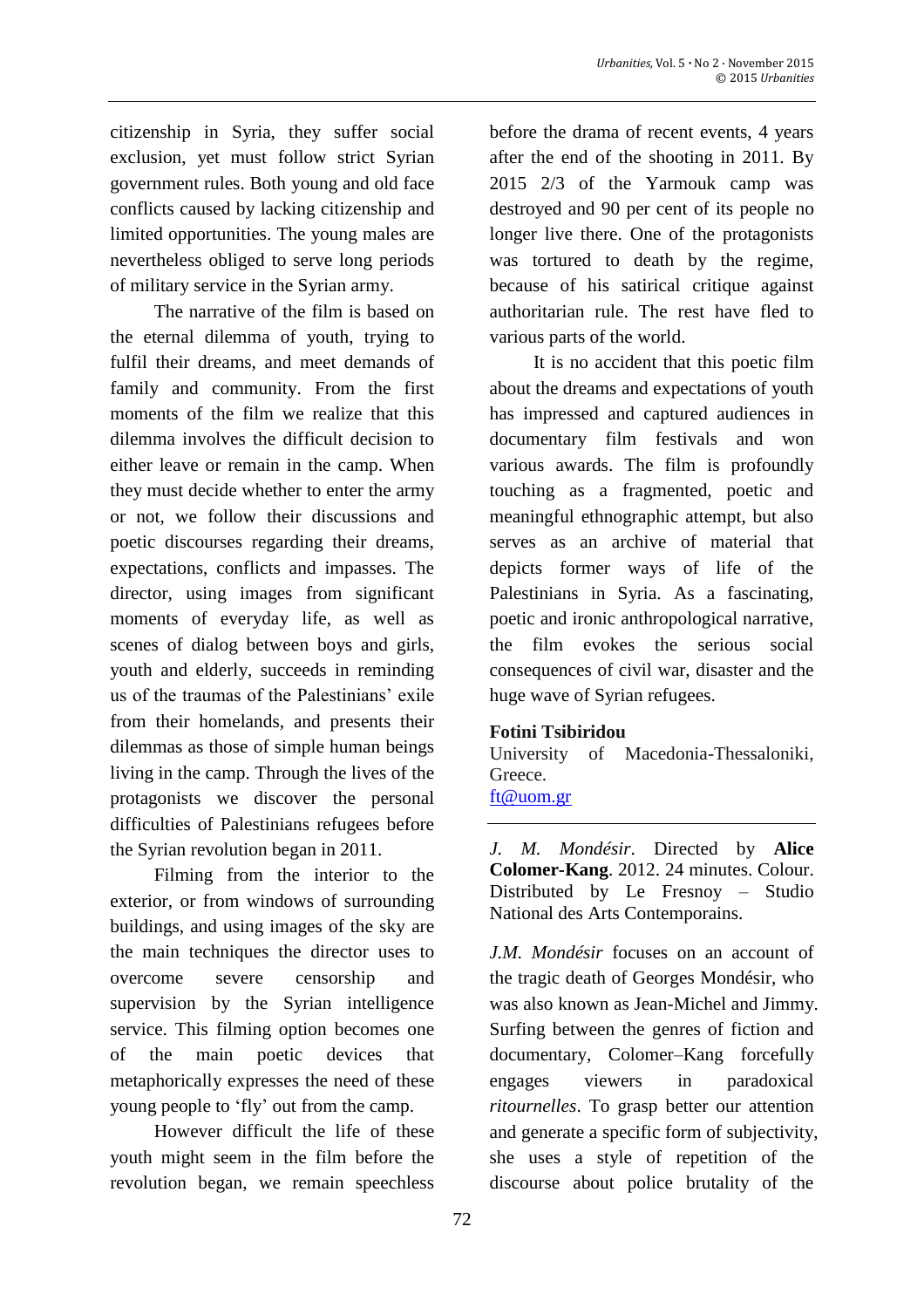citizenship in Syria, they suffer social exclusion, yet must follow strict Syrian government rules. Both young and old face conflicts caused by lacking citizenship and limited opportunities. The young males are nevertheless obliged to serve long periods of military service in the Syrian army.

The narrative of the film is based on the eternal dilemma of youth, trying to fulfil their dreams, and meet demands of family and community. From the first moments of the film we realize that this dilemma involves the difficult decision to either leave or remain in the camp. When they must decide whether to enter the army or not, we follow their discussions and poetic discourses regarding their dreams, expectations, conflicts and impasses. The director, using images from significant moments of everyday life, as well as scenes of dialog between boys and girls, youth and elderly, succeeds in reminding us of the traumas of the Palestinians' exile from their homelands, and presents their dilemmas as those of simple human beings living in the camp. Through the lives of the protagonists we discover the personal difficulties of Palestinians refugees before the Syrian revolution began in 2011.

Filming from the interior to the exterior, or from windows of surrounding buildings, and using images of the sky are the main techniques the director uses to overcome severe censorship and supervision by the Syrian intelligence service. This filming option becomes one of the main poetic devices that metaphorically expresses the need of these young people to 'fly' out from the camp.

However difficult the life of these youth might seem in the film before the revolution began, we remain speechless before the drama of recent events, 4 years after the end of the shooting in 2011. By 2015 2/3 of the Yarmouk camp was destroyed and 90 per cent of its people no longer live there. One of the protagonists was tortured to death by the regime, because of his satirical critique against authoritarian rule. The rest have fled to various parts of the world.

It is no accident that this poetic film about the dreams and expectations of youth has impressed and captured audiences in documentary film festivals and won various awards. The film is profoundly touching as a fragmented, poetic and meaningful ethnographic attempt, but also serves as an archive of material that depicts former ways of life of the Palestinians in Syria. As a fascinating, poetic and ironic anthropological narrative, the film evokes the serious social consequences of civil war, disaster and the huge wave of Syrian refugees.

**Fotini Tsibiridou**
University of Macedonia-Thessaloniki, Greece.
ft@uom.gr

---

*J. M. Mondésir*. Directed by **Alice Colomer-Kang**. 2012. 24 minutes. Colour. Distributed by Le Fresnoy – Studio National des Arts Contemporains.

*J.M. Mondésir* focuses on an account of the tragic death of Georges Mondésir, who was also known as Jean-Michel and Jimmy. Surfing between the genres of fiction and documentary, Colomer–Kang forcefully engages viewers in paradoxical *ritournelles*. To grasp better our attention and generate a specific form of subjectivity, she uses a style of repetition of the discourse about police brutality of the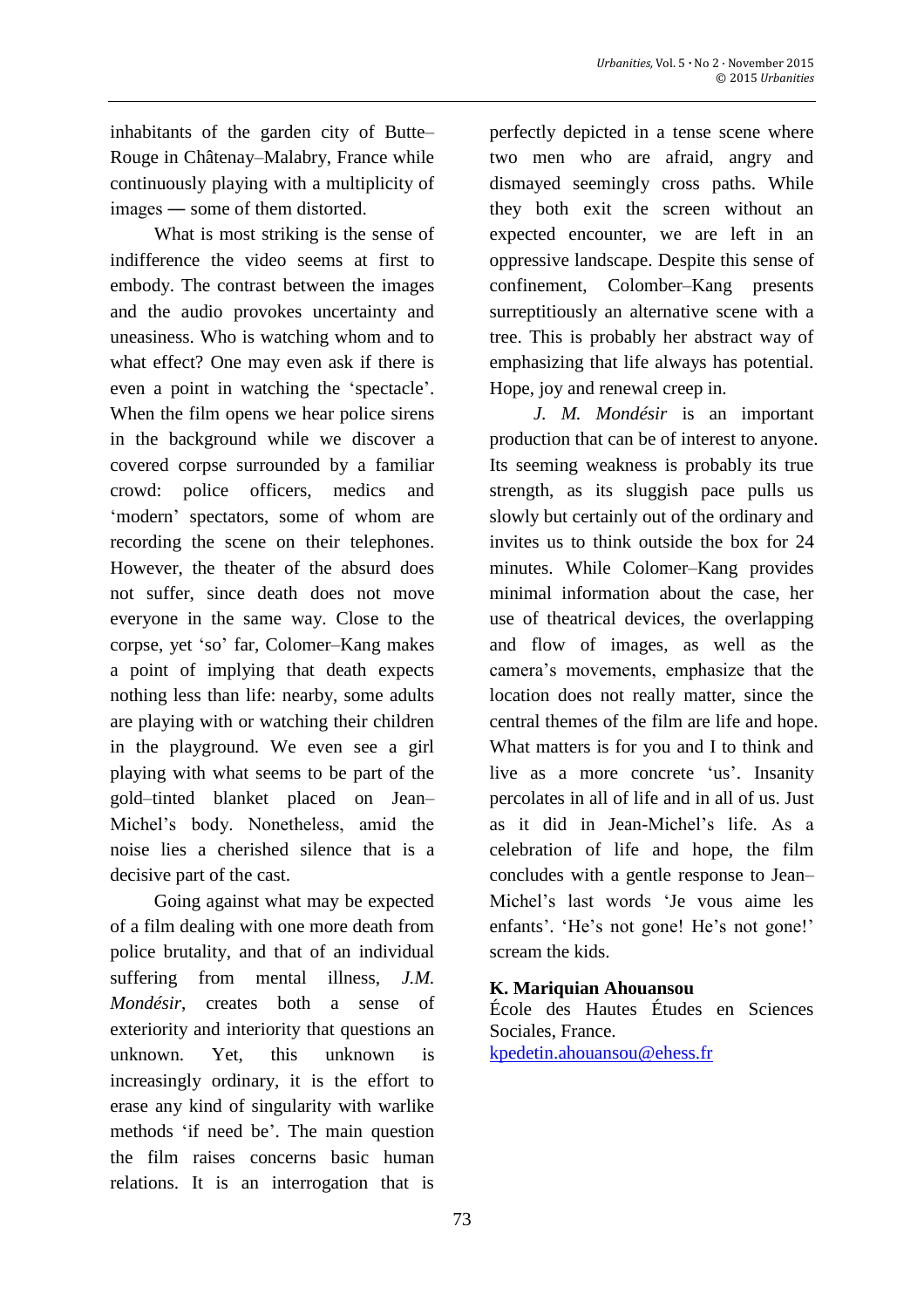inhabitants of the garden city of Butte–Rouge in Châtenay–Malabry, France while continuously playing with a multiplicity of images — some of them distorted.

What is most striking is the sense of indifference the video seems at first to embody. The contrast between the images and the audio provokes uncertainty and uneasiness. Who is watching whom and to what effect? One may even ask if there is even a point in watching the 'spectacle'. When the film opens we hear police sirens in the background while we discover a covered corpse surrounded by a familiar crowd: police officers, medics and 'modern' spectators, some of whom are recording the scene on their telephones. However, the theater of the absurd does not suffer, since death does not move everyone in the same way. Close to the corpse, yet 'so' far, Colomer–Kang makes a point of implying that death expects nothing less than life: nearby, some adults are playing with or watching their children in the playground. We even see a girl playing with what seems to be part of the gold–tinted blanket placed on Jean–Michel's body. Nonetheless, amid the noise lies a cherished silence that is a decisive part of the cast.

Going against what may be expected of a film dealing with one more death from police brutality, and that of an individual suffering from mental illness, *J.M. Mondésir*, creates both a sense of exteriority and interiority that questions an unknown. Yet, this unknown is increasingly ordinary, it is the effort to erase any kind of singularity with warlike methods 'if need be'. The main question the film raises concerns basic human relations. It is an interrogation that is perfectly depicted in a tense scene where two men who are afraid, angry and dismayed seemingly cross paths. While they both exit the screen without an expected encounter, we are left in an oppressive landscape. Despite this sense of confinement, Colomber–Kang presents surreptitiously an alternative scene with a tree. This is probably her abstract way of emphasizing that life always has potential. Hope, joy and renewal creep in.

*J. M. Mondésir* is an important production that can be of interest to anyone. Its seeming weakness is probably its true strength, as its sluggish pace pulls us slowly but certainly out of the ordinary and invites us to think outside the box for 24 minutes. While Colomer–Kang provides minimal information about the case, her use of theatrical devices, the overlapping and flow of images, as well as the camera's movements, emphasize that the location does not really matter, since the central themes of the film are life and hope. What matters is for you and I to think and live as a more concrete 'us'. Insanity percolates in all of life and in all of us. Just as it did in Jean-Michel's life. As a celebration of life and hope, the film concludes with a gentle response to Jean–Michel's last words 'Je vous aime les enfants'. 'He's not gone! He's not gone!' scream the kids.

**K. Mariquian Ahouansou**
École des Hautes Études en Sciences Sociales, France.
kpedetin.ahouansou@ehess.fr